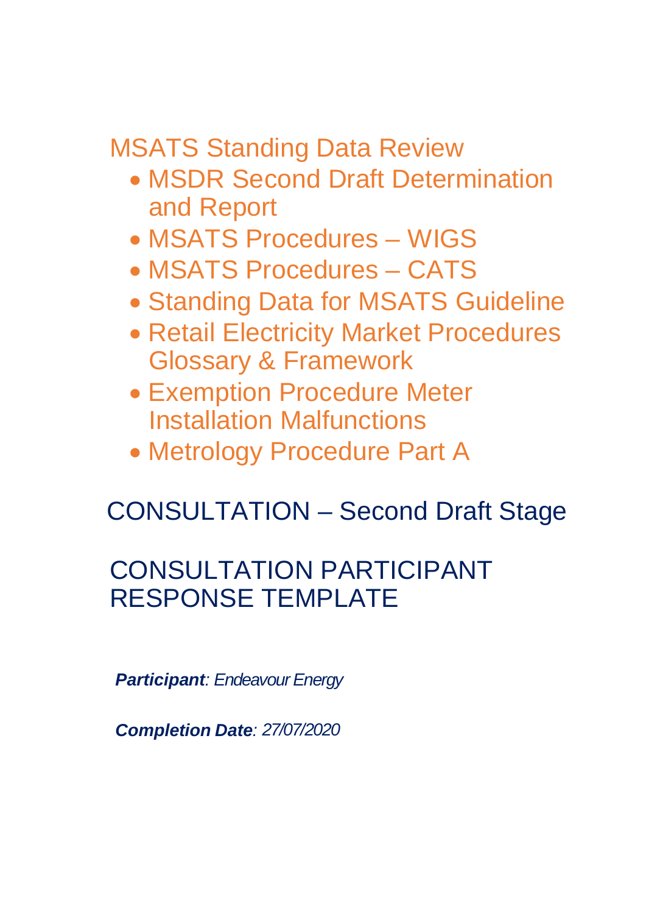# MSATS Standing Data Review

- MSDR Second Draft Determination and Report
- MSATS Procedures – WIGS
- MSATS Procedures – CATS
- Standing Data for MSATS Guideline
- Retail Electricity Market Procedures Glossary & Framework
- Exemption Procedure Meter Installation Malfunctions
- Metrology Procedure Part A

## CONSULTATION – Second Draft Stage

## CONSULTATION PARTICIPANT RESPONSE TEMPLATE

***Participant****: Endeavour Energy*

***Completion Date****: 27/07/2020*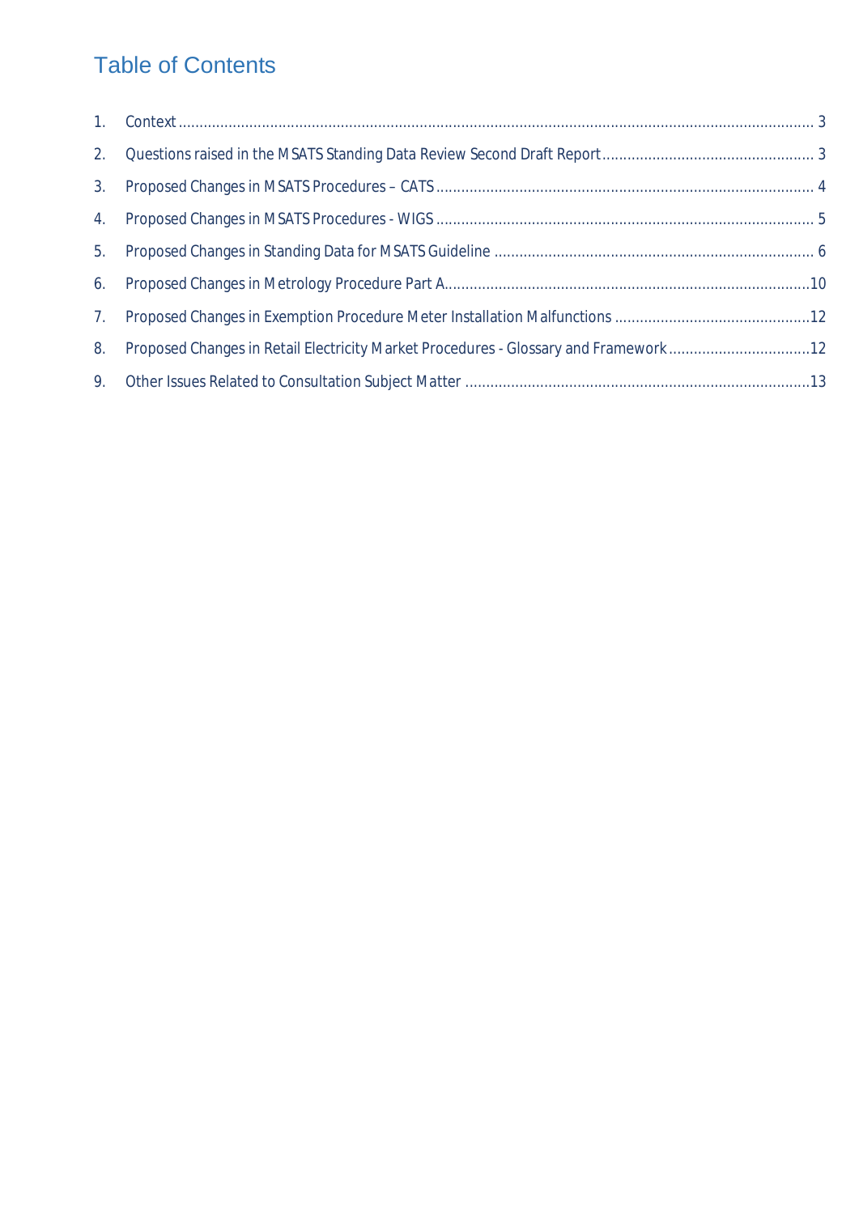# Table of Contents

1. Context ... 3
2. Questions raised in the MSATS Standing Data Review Second Draft Report ... 3
3. Proposed Changes in MSATS Procedures – CATS ... 4
4. Proposed Changes in MSATS Procedures - WIGS ... 5
5. Proposed Changes in Standing Data for MSATS Guideline ... 6
6. Proposed Changes in Metrology Procedure Part A ... 10
7. Proposed Changes in Exemption Procedure Meter Installation Malfunctions ... 12
8. Proposed Changes in Retail Electricity Market Procedures - Glossary and Framework ... 12
9. Other Issues Related to Consultation Subject Matter ... 13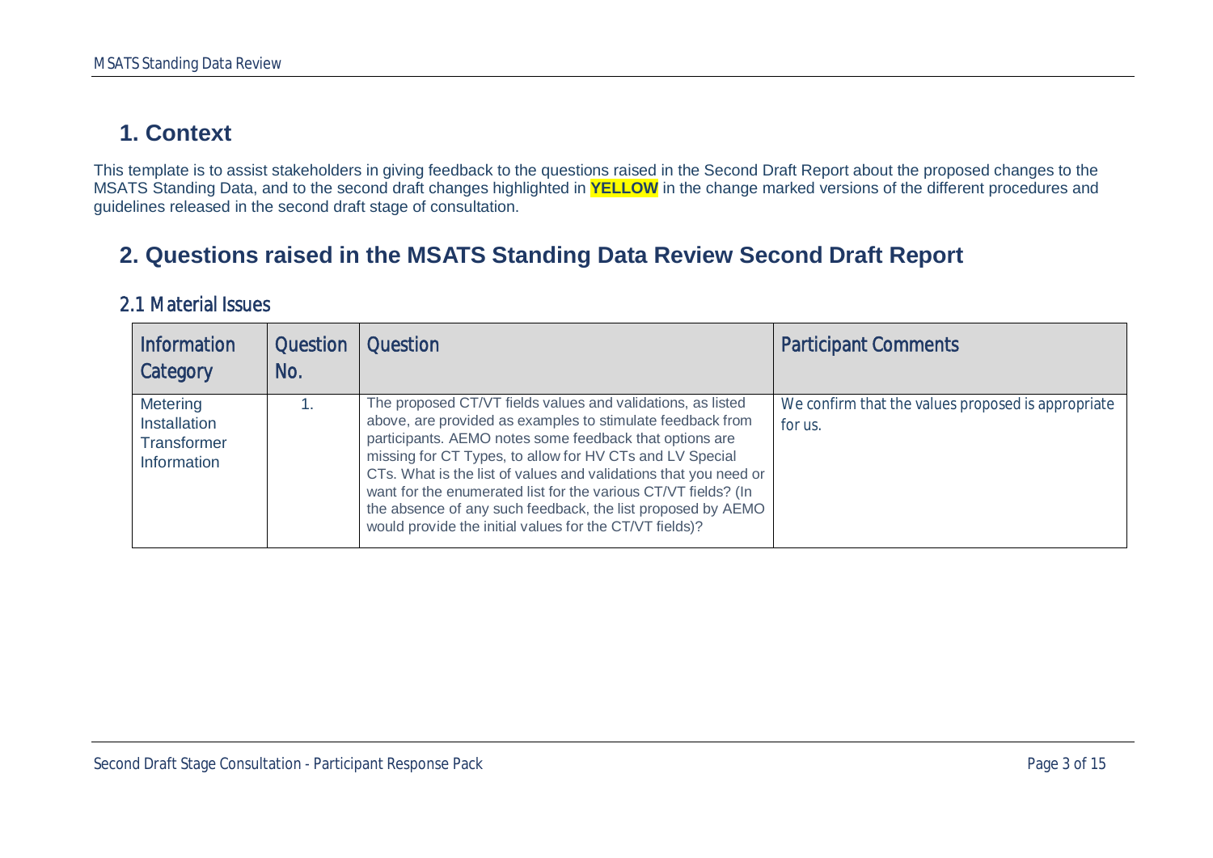## 1. Context

This template is to assist stakeholders in giving feedback to the questions raised in the Second Draft Report about the proposed changes to the MSATS Standing Data, and to the second draft changes highlighted in **YELLOW** in the change marked versions of the different procedures and guidelines released in the second draft stage of consultation.

## 2. Questions raised in the MSATS Standing Data Review Second Draft Report

### 2.1 Material Issues

| Information Category | Question No. | Question | Participant Comments |
| --- | --- | --- | --- |
| Metering Installation Transformer Information | 1. | The proposed CT/VT fields values and validations, as listed above, are provided as examples to stimulate feedback from participants. AEMO notes some feedback that options are missing for CT Types, to allow for HV CTs and LV Special CTs. What is the list of values and validations that you need or want for the enumerated list for the various CT/VT fields? (In the absence of any such feedback, the list proposed by AEMO would provide the initial values for the CT/VT fields)? | We confirm that the values proposed is appropriate for us. |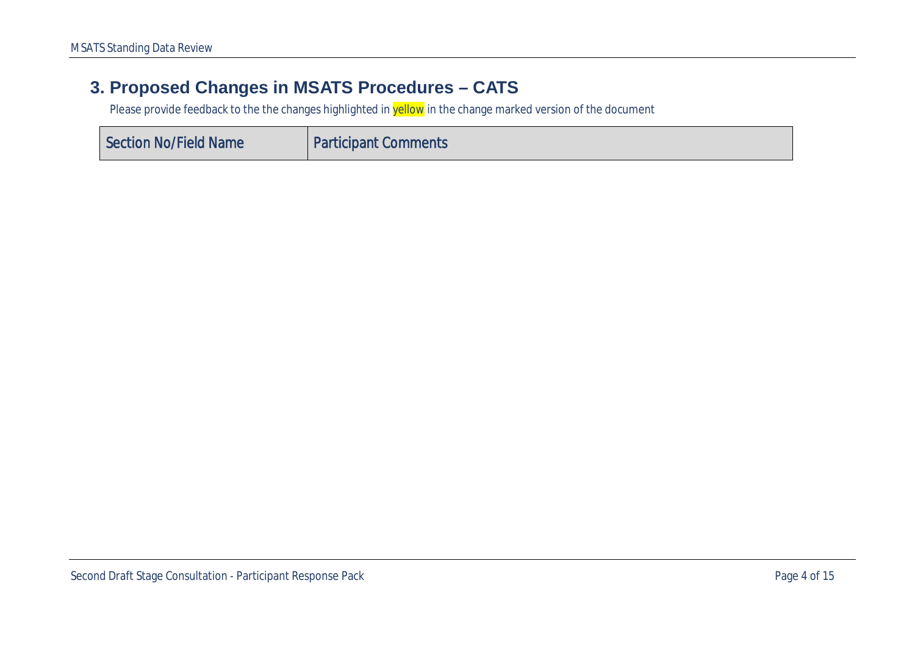## 3. Proposed Changes in MSATS Procedures – CATS

Please provide feedback to the the changes highlighted in yellow in the change marked version of the document

| Section No/Field Name | Participant Comments |
| --- | --- |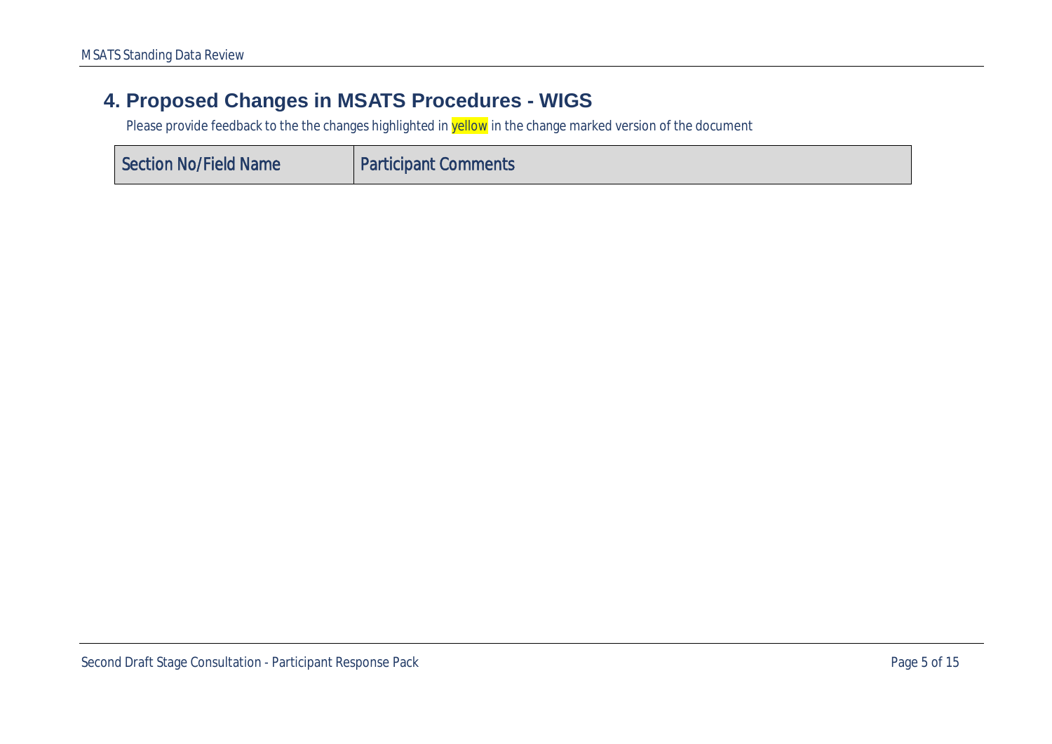## 4. Proposed Changes in MSATS Procedures - WIGS

Please provide feedback to the the changes highlighted in yellow in the change marked version of the document

| Section No/Field Name | Participant Comments |
| --- | --- |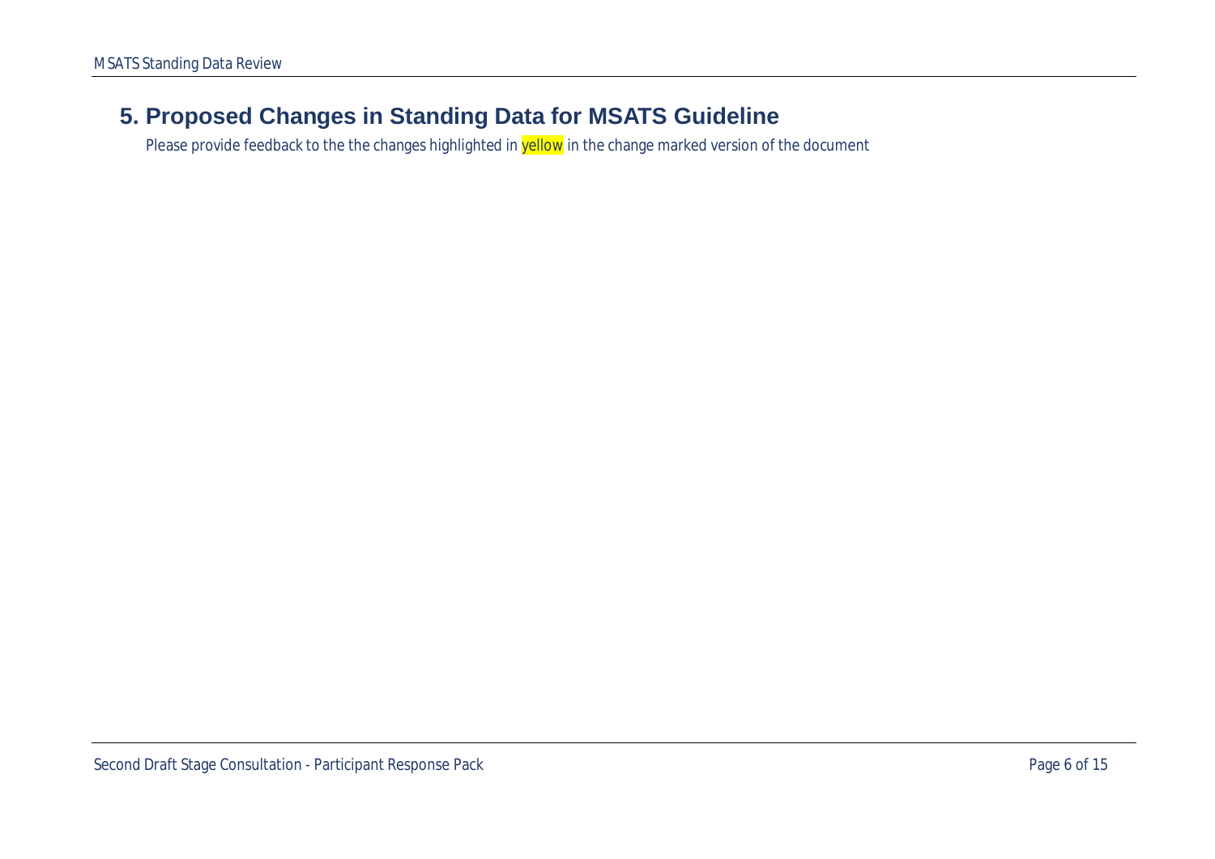## 5. Proposed Changes in Standing Data for MSATS Guideline

Please provide feedback to the the changes highlighted in yellow in the change marked version of the document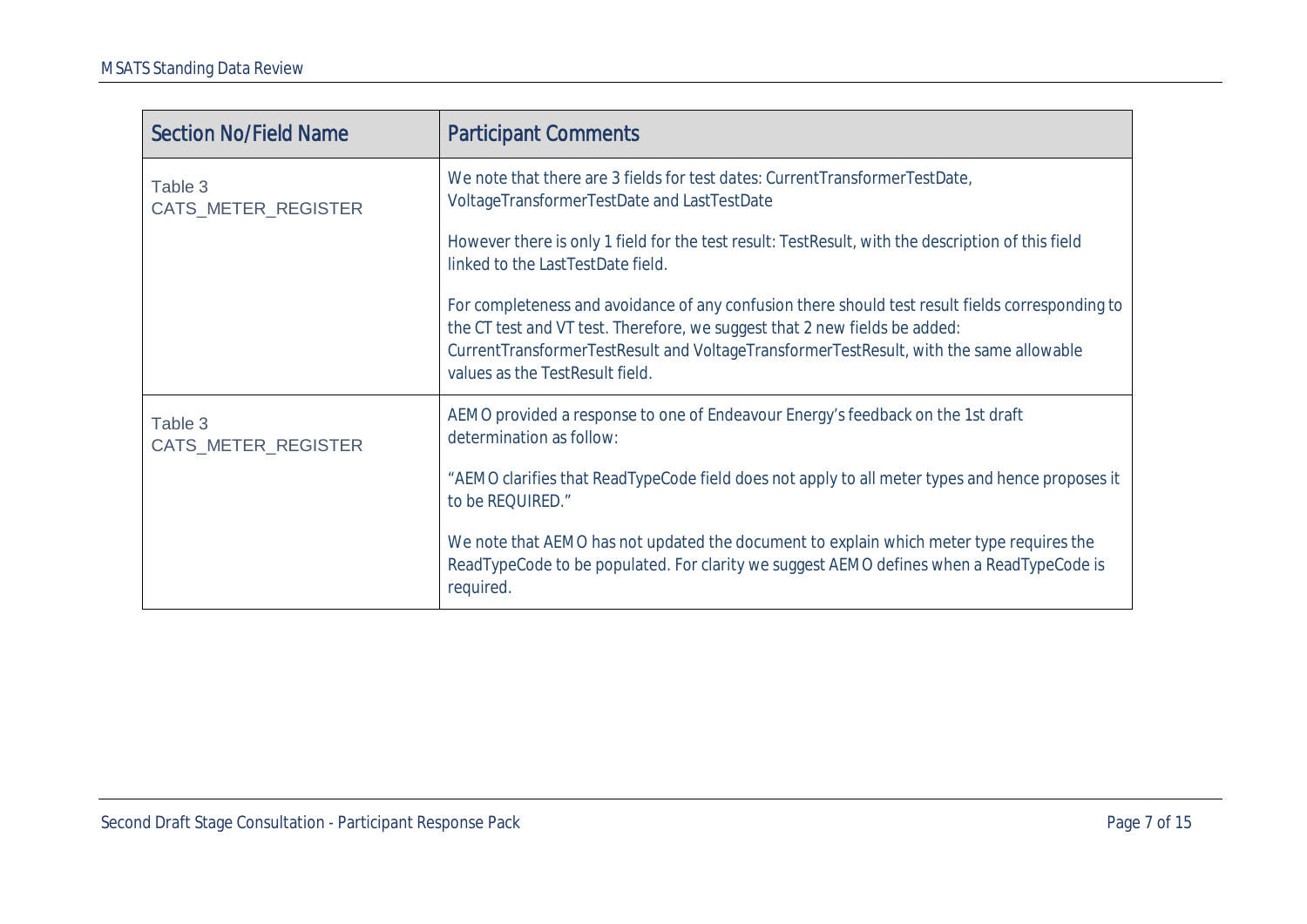| Section No/Field Name | Participant Comments |
| --- | --- |
| Table 3 CATS_METER_REGISTER | We note that there are 3 fields for test dates: CurrentTransformerTestDate, VoltageTransformerTestDate and LastTestDate<br><br>However there is only 1 field for the test result: TestResult, with the description of this field linked to the LastTestDate field.<br><br>For completeness and avoidance of any confusion there should test result fields corresponding to the CT test and VT test. Therefore, we suggest that 2 new fields be added: CurrentTransformerTestResult and VoltageTransformerTestResult, with the same allowable values as the TestResult field. |
| Table 3 CATS_METER_REGISTER | AEMO provided a response to one of Endeavour Energy's feedback on the 1st draft determination as follow:<br><br>"AEMO clarifies that ReadTypeCode field does not apply to all meter types and hence proposes it to be REQUIRED."<br><br>We note that AEMO has not updated the document to explain which meter type requires the ReadTypeCode to be populated. For clarity we suggest AEMO defines when a ReadTypeCode is required. |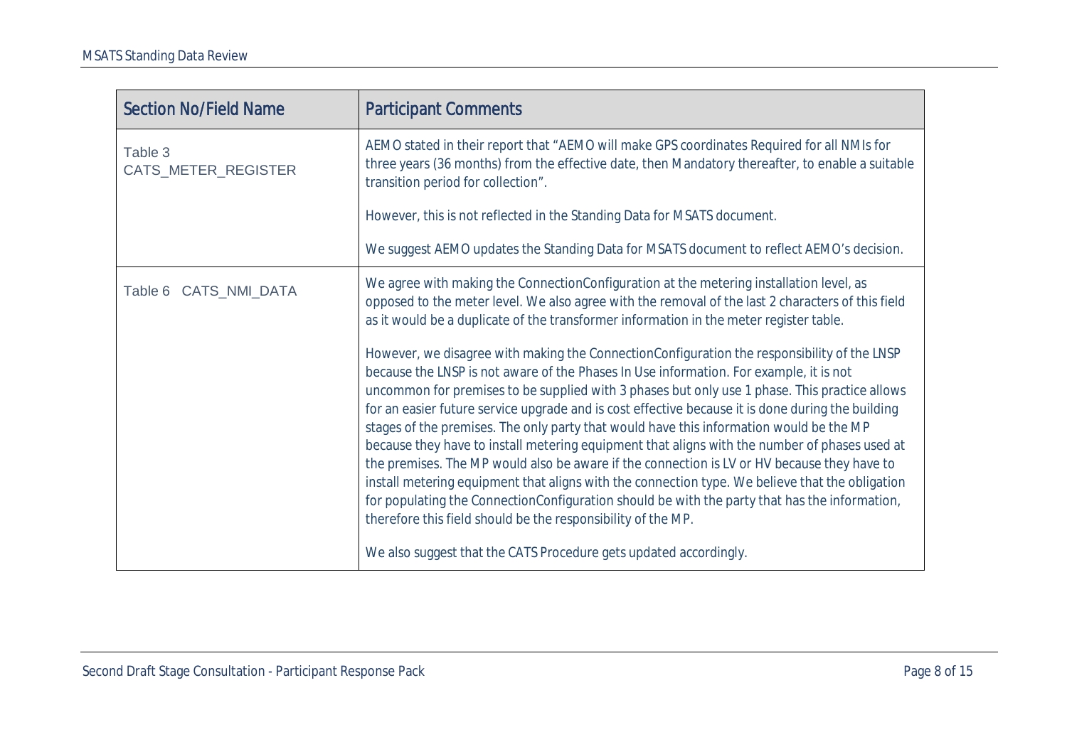| Section No/Field Name | Participant Comments |
|---|---|
| Table 3<br>CATS_METER_REGISTER | AEMO stated in their report that "AEMO will make GPS coordinates Required for all NMIs for three years (36 months) from the effective date, then Mandatory thereafter, to enable a suitable transition period for collection".<br><br>However, this is not reflected in the Standing Data for MSATS document.<br><br>We suggest AEMO updates the Standing Data for MSATS document to reflect AEMO's decision. |
| Table 6 CATS_NMI_DATA | We agree with making the ConnectionConfiguration at the metering installation level, as opposed to the meter level. We also agree with the removal of the last 2 characters of this field as it would be a duplicate of the transformer information in the meter register table.<br><br>However, we disagree with making the ConnectionConfiguration the responsibility of the LNSP because the LNSP is not aware of the Phases In Use information. For example, it is not uncommon for premises to be supplied with 3 phases but only use 1 phase. This practice allows for an easier future service upgrade and is cost effective because it is done during the building stages of the premises. The only party that would have this information would be the MP because they have to install metering equipment that aligns with the number of phases used at the premises. The MP would also be aware if the connection is LV or HV because they have to install metering equipment that aligns with the connection type. We believe that the obligation for populating the ConnectionConfiguration should be with the party that has the information, therefore this field should be the responsibility of the MP.<br><br>We also suggest that the CATS Procedure gets updated accordingly. |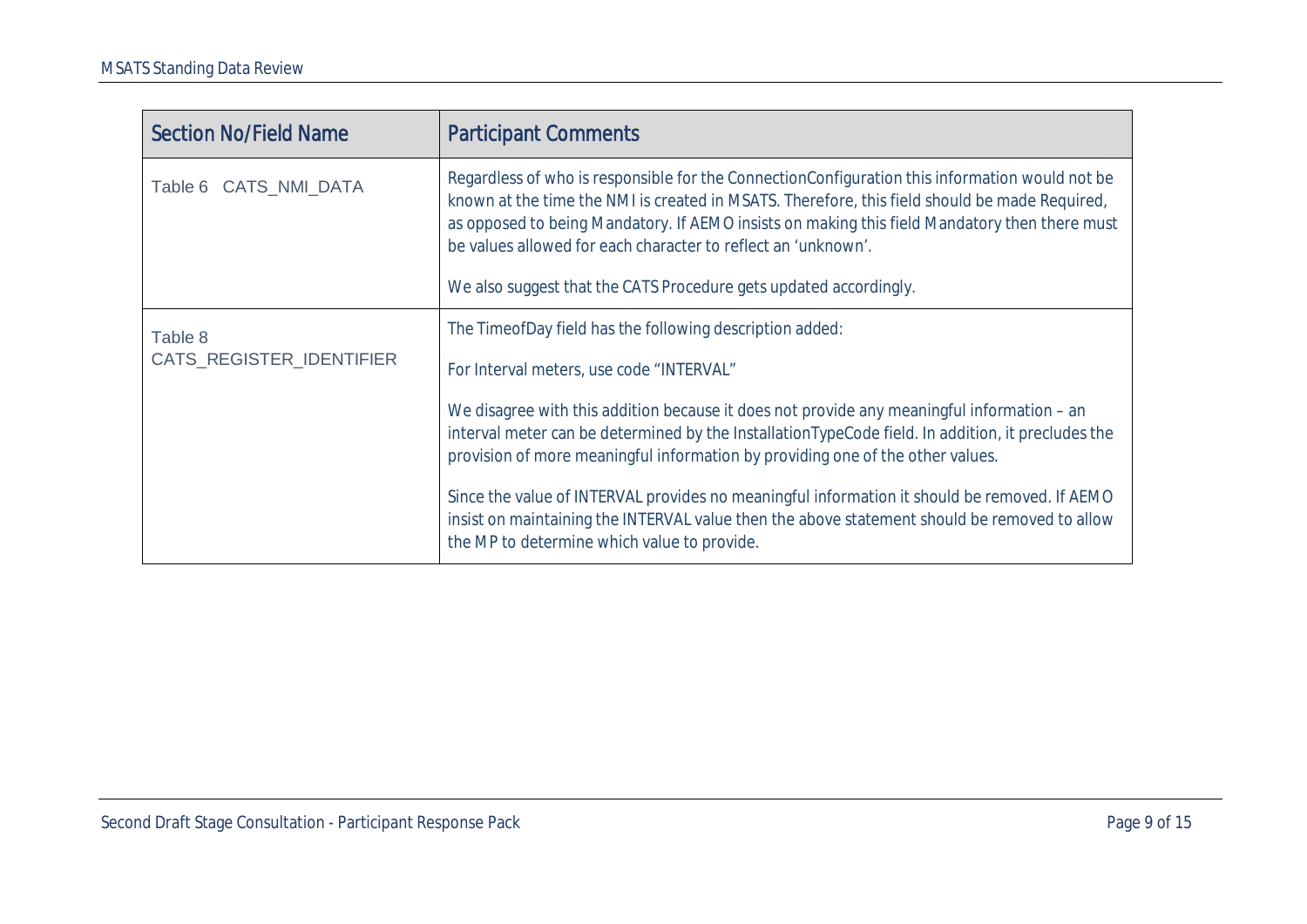| Section No/Field Name | Participant Comments |
| --- | --- |
| Table 6 CATS_NMI_DATA | Regardless of who is responsible for the ConnectionConfiguration this information would not be known at the time the NMI is created in MSATS. Therefore, this field should be made Required, as opposed to being Mandatory. If AEMO insists on making this field Mandatory then there must be values allowed for each character to reflect an 'unknown'.<br><br>We also suggest that the CATS Procedure gets updated accordingly. |
| Table 8 CATS_REGISTER_IDENTIFIER | The TimeofDay field has the following description added:<br><br>For Interval meters, use code "INTERVAL"<br><br>We disagree with this addition because it does not provide any meaningful information – an interval meter can be determined by the InstallationTypeCode field. In addition, it precludes the provision of more meaningful information by providing one of the other values.<br><br>Since the value of INTERVAL provides no meaningful information it should be removed. If AEMO insist on maintaining the INTERVAL value then the above statement should be removed to allow the MP to determine which value to provide. |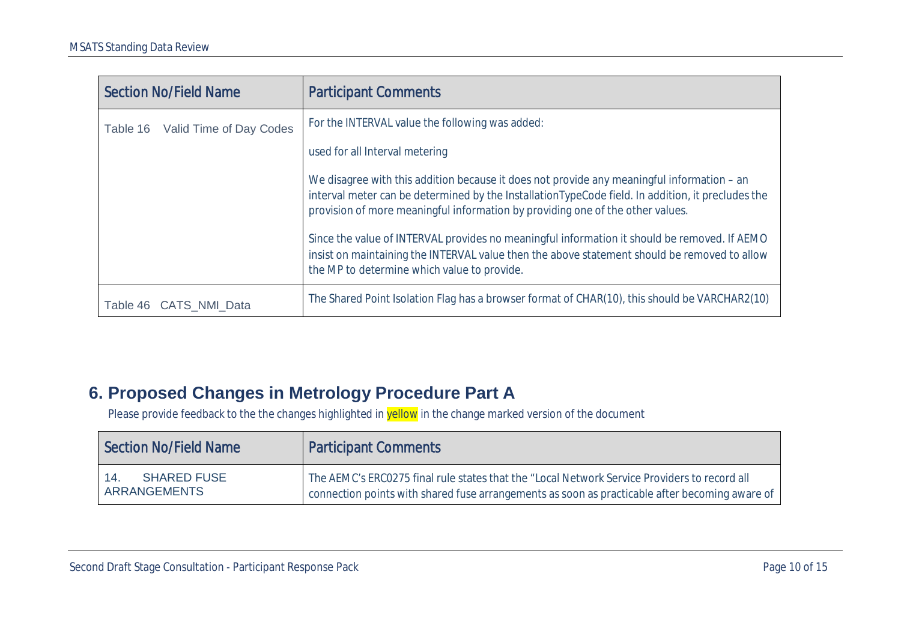| Section No/Field Name | Participant Comments |
|---|---|
| Table 16 Valid Time of Day Codes | For the INTERVAL value the following was added:<br><br>used for all Interval metering<br><br>We disagree with this addition because it does not provide any meaningful information – an interval meter can be determined by the InstallationTypeCode field. In addition, it precludes the provision of more meaningful information by providing one of the other values.<br><br>Since the value of INTERVAL provides no meaningful information it should be removed. If AEMO insist on maintaining the INTERVAL value then the above statement should be removed to allow the MP to determine which value to provide. |
| Table 46 CATS_NMI_Data | The Shared Point Isolation Flag has a browser format of CHAR(10), this should be VARCHAR2(10) |

## 6. Proposed Changes in Metrology Procedure Part A

Please provide feedback to the the changes highlighted in yellow in the change marked version of the document

| Section No/Field Name | Participant Comments |
|---|---|
| 14. SHARED FUSE ARRANGEMENTS | The AEMC's ERC0275 final rule states that the "Local Network Service Providers to record all connection points with shared fuse arrangements as soon as practicable after becoming aware of |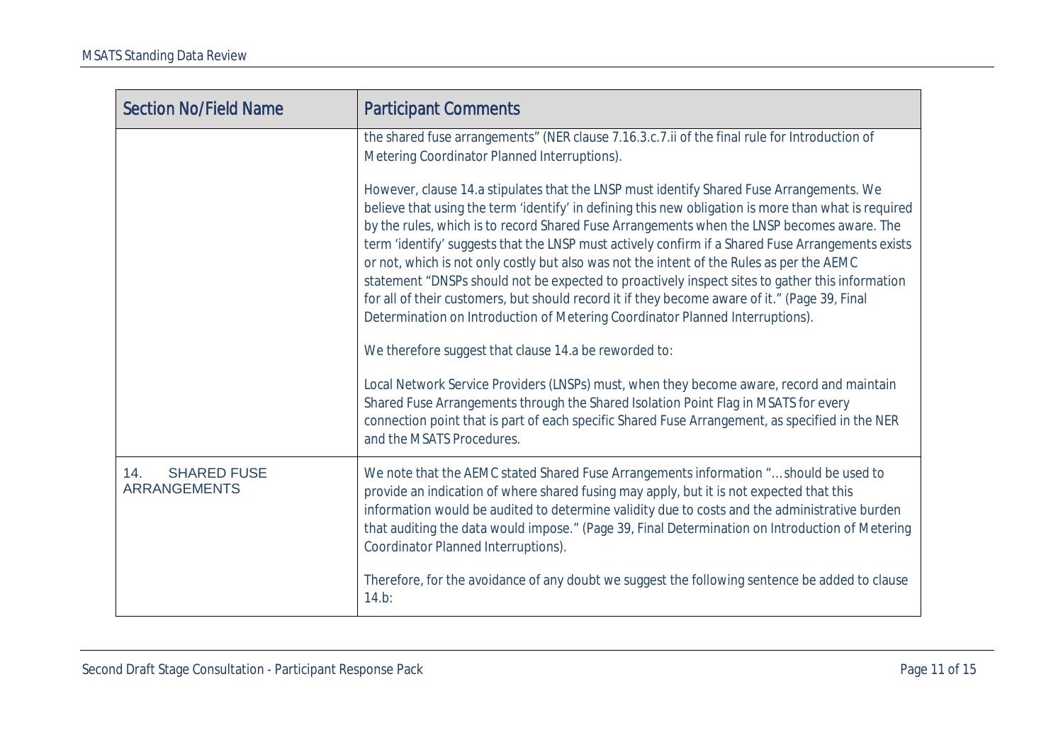| Section No/Field Name | Participant Comments |
| --- | --- |
| | the shared fuse arrangements" (NER clause 7.16.3.c.7.ii of the final rule for Introduction of Metering Coordinator Planned Interruptions).<br><br>However, clause 14.a stipulates that the LNSP must identify Shared Fuse Arrangements. We believe that using the term 'identify' in defining this new obligation is more than what is required by the rules, which is to record Shared Fuse Arrangements when the LNSP becomes aware. The term 'identify' suggests that the LNSP must actively confirm if a Shared Fuse Arrangements exists or not, which is not only costly but also was not the intent of the Rules as per the AEMC statement "DNSPs should not be expected to proactively inspect sites to gather this information for all of their customers, but should record it if they become aware of it." (Page 39, Final Determination on Introduction of Metering Coordinator Planned Interruptions).<br><br>We therefore suggest that clause 14.a be reworded to:<br><br>Local Network Service Providers (LNSPs) must, when they become aware, record and maintain Shared Fuse Arrangements through the Shared Isolation Point Flag in MSATS for every connection point that is part of each specific Shared Fuse Arrangement, as specified in the NER and the MSATS Procedures. |
| 14. SHARED FUSE ARRANGEMENTS | We note that the AEMC stated Shared Fuse Arrangements information "… should be used to provide an indication of where shared fusing may apply, but it is not expected that this information would be audited to determine validity due to costs and the administrative burden that auditing the data would impose." (Page 39, Final Determination on Introduction of Metering Coordinator Planned Interruptions).<br><br>Therefore, for the avoidance of any doubt we suggest the following sentence be added to clause 14.b: |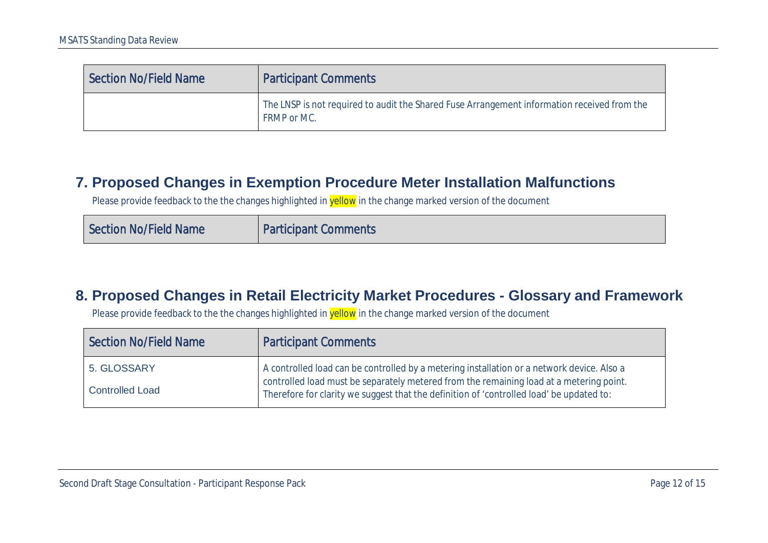| Section No/Field Name | Participant Comments |
| --- | --- |
| | The LNSP is not required to audit the Shared Fuse Arrangement information received from the FRMP or MC. |

## 7. Proposed Changes in Exemption Procedure Meter Installation Malfunctions

Please provide feedback to the the changes highlighted in yellow in the change marked version of the document

| Section No/Field Name | Participant Comments |
| --- | --- |

## 8. Proposed Changes in Retail Electricity Market Procedures - Glossary and Framework

Please provide feedback to the the changes highlighted in yellow in the change marked version of the document

| Section No/Field Name | Participant Comments |
| --- | --- |
| 5. GLOSSARY<br><br>Controlled Load | A controlled load can be controlled by a metering installation or a network device. Also a controlled load must be separately metered from the remaining load at a metering point. Therefore for clarity we suggest that the definition of 'controlled load' be updated to: |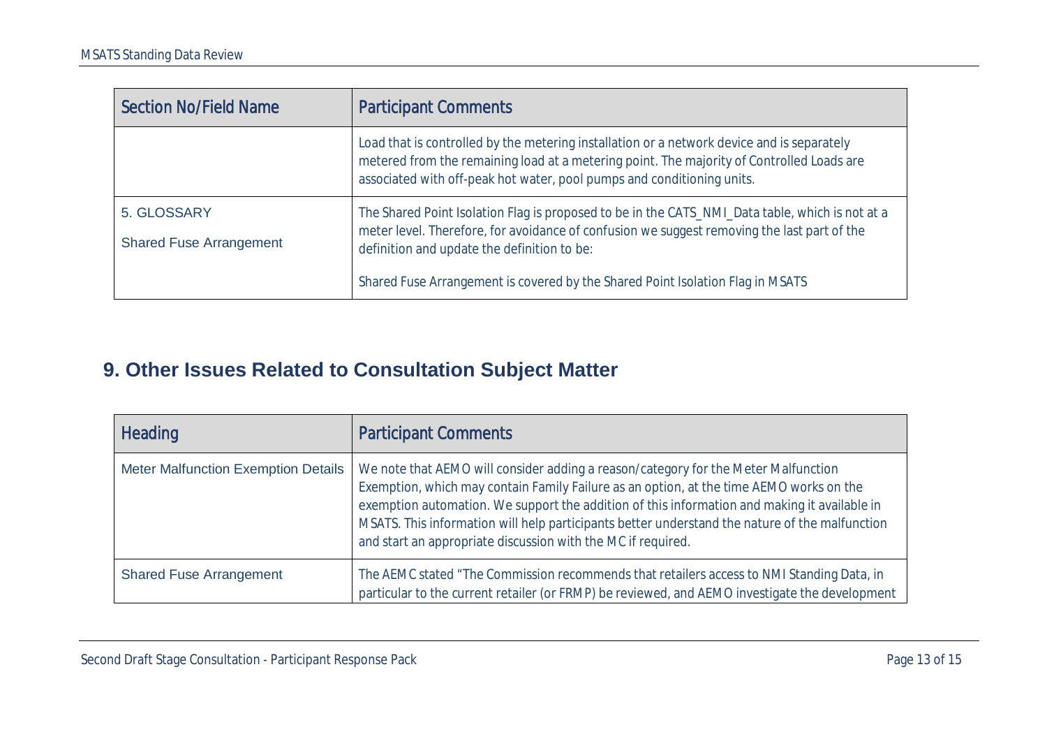| Section No/Field Name | Participant Comments |
|---|---|
| | Load that is controlled by the metering installation or a network device and is separately metered from the remaining load at a metering point. The majority of Controlled Loads are associated with off-peak hot water, pool pumps and conditioning units. |
| 5. GLOSSARY<br><br>Shared Fuse Arrangement | The Shared Point Isolation Flag is proposed to be in the CATS_NMI_Data table, which is not at a meter level. Therefore, for avoidance of confusion we suggest removing the last part of the definition and update the definition to be:<br><br>Shared Fuse Arrangement is covered by the Shared Point Isolation Flag in MSATS |

## 9. Other Issues Related to Consultation Subject Matter

| Heading | Participant Comments |
|---|---|
| Meter Malfunction Exemption Details | We note that AEMO will consider adding a reason/category for the Meter Malfunction Exemption, which may contain Family Failure as an option, at the time AEMO works on the exemption automation. We support the addition of this information and making it available in MSATS. This information will help participants better understand the nature of the malfunction and start an appropriate discussion with the MC if required. |
| Shared Fuse Arrangement | The AEMC stated "The Commission recommends that retailers access to NMI Standing Data, in particular to the current retailer (or FRMP) be reviewed, and AEMO investigate the development |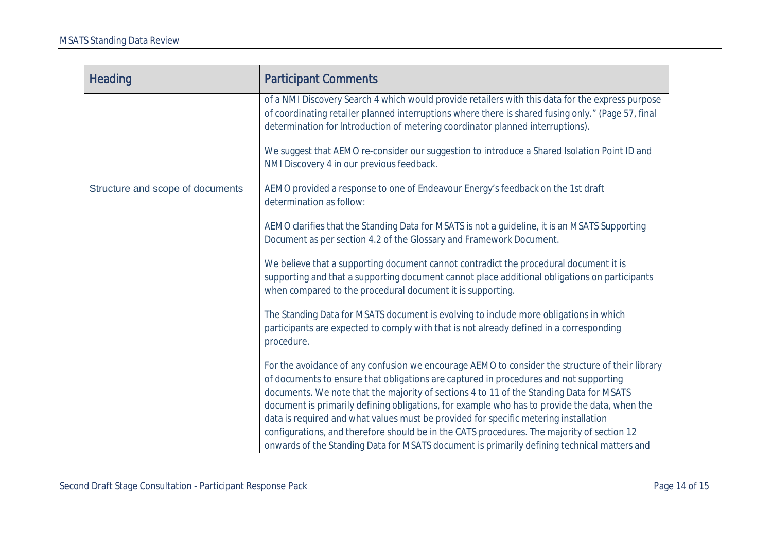| Heading | Participant Comments |
|---|---|
| | of a NMI Discovery Search 4 which would provide retailers with this data for the express purpose of coordinating retailer planned interruptions where there is shared fusing only." (Page 57, final determination for Introduction of metering coordinator planned interruptions).<br><br>We suggest that AEMO re-consider our suggestion to introduce a Shared Isolation Point ID and NMI Discovery 4 in our previous feedback. |
| Structure and scope of documents | AEMO provided a response to one of Endeavour Energy's feedback on the 1st draft determination as follow:<br><br>AEMO clarifies that the Standing Data for MSATS is not a guideline, it is an MSATS Supporting Document as per section 4.2 of the Glossary and Framework Document.<br><br>We believe that a supporting document cannot contradict the procedural document it is supporting and that a supporting document cannot place additional obligations on participants when compared to the procedural document it is supporting.<br><br>The Standing Data for MSATS document is evolving to include more obligations in which participants are expected to comply with that is not already defined in a corresponding procedure.<br><br>For the avoidance of any confusion we encourage AEMO to consider the structure of their library of documents to ensure that obligations are captured in procedures and not supporting documents. We note that the majority of sections 4 to 11 of the Standing Data for MSATS document is primarily defining obligations, for example who has to provide the data, when the data is required and what values must be provided for specific metering installation configurations, and therefore should be in the CATS procedures. The majority of section 12 onwards of the Standing Data for MSATS document is primarily defining technical matters and |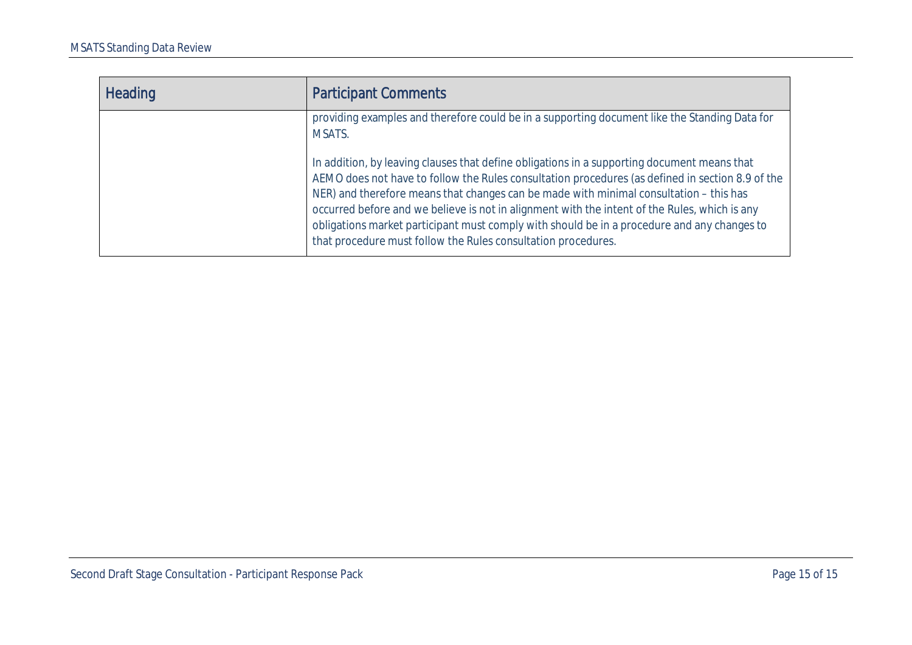| Heading | Participant Comments |
| --- | --- |
| | providing examples and therefore could be in a supporting document like the Standing Data for MSATS.<br><br>In addition, by leaving clauses that define obligations in a supporting document means that AEMO does not have to follow the Rules consultation procedures (as defined in section 8.9 of the NER) and therefore means that changes can be made with minimal consultation – this has occurred before and we believe is not in alignment with the intent of the Rules, which is any obligations market participant must comply with should be in a procedure and any changes to that procedure must follow the Rules consultation procedures. |